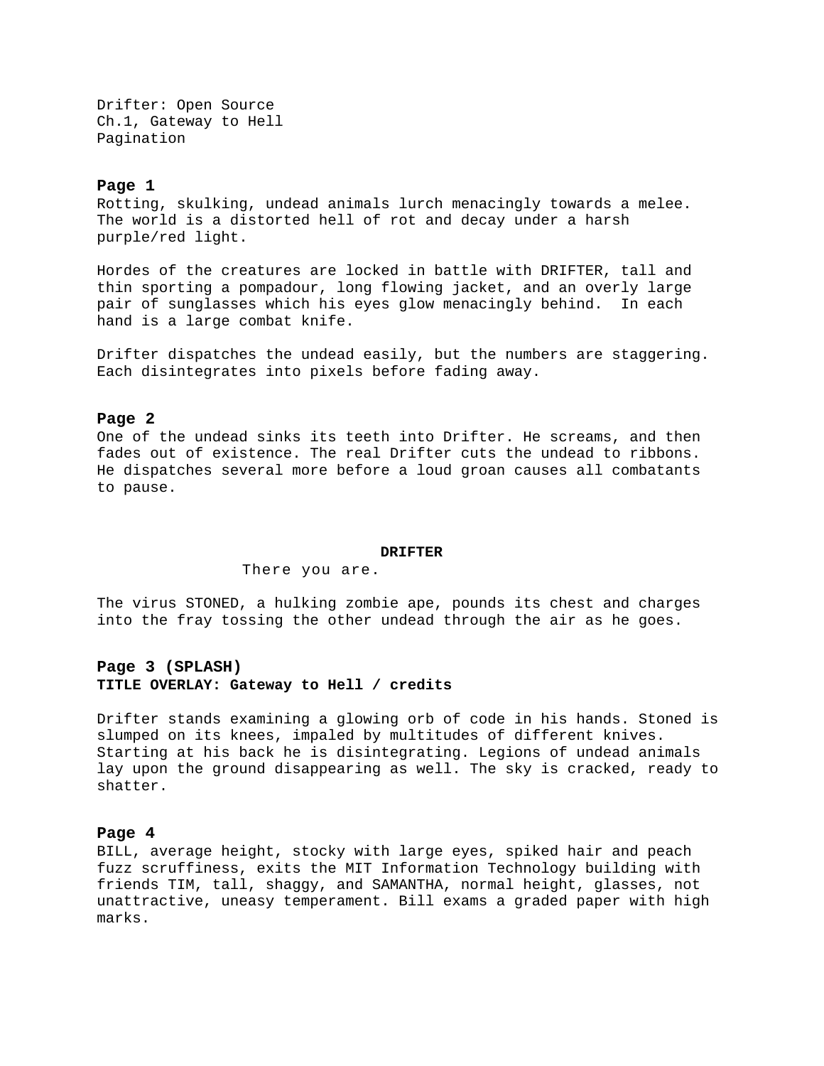Drifter: Open Source
Ch.1, Gateway to Hell
Pagination

**Page 1**

Rotting, skulking, undead animals lurch menacingly towards a melee. The world is a distorted hell of rot and decay under a harsh purple/red light.

Hordes of the creatures are locked in battle with DRIFTER, tall and thin sporting a pompadour, long flowing jacket, and an overly large pair of sunglasses which his eyes glow menacingly behind. In each hand is a large combat knife.

Drifter dispatches the undead easily, but the numbers are staggering. Each disintegrates into pixels before fading away.

**Page 2**

One of the undead sinks its teeth into Drifter. He screams, and then fades out of existence. The real Drifter cuts the undead to ribbons. He dispatches several more before a loud groan causes all combatants to pause.

**DRIFTER**

There you are.

The virus STONED, a hulking zombie ape, pounds its chest and charges into the fray tossing the other undead through the air as he goes.

**Page 3 (SPLASH)**

**TITLE OVERLAY: Gateway to Hell / credits**

Drifter stands examining a glowing orb of code in his hands. Stoned is slumped on its knees, impaled by multitudes of different knives. Starting at his back he is disintegrating. Legions of undead animals lay upon the ground disappearing as well. The sky is cracked, ready to shatter.

**Page 4**

BILL, average height, stocky with large eyes, spiked hair and peach fuzz scruffiness, exits the MIT Information Technology building with friends TIM, tall, shaggy, and SAMANTHA, normal height, glasses, not unattractive, uneasy temperament. Bill exams a graded paper with high marks.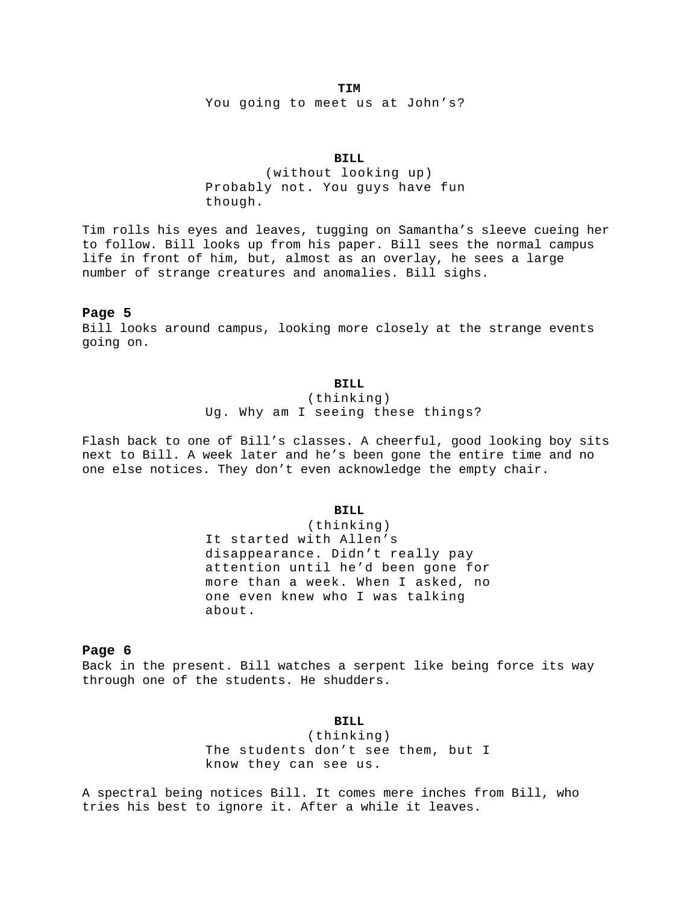**TIM**

You going to meet us at John's?

**BILL**

(without looking up)

Probably not. You guys have fun though.

Tim rolls his eyes and leaves, tugging on Samantha's sleeve cueing her to follow. Bill looks up from his paper. Bill sees the normal campus life in front of him, but, almost as an overlay, he sees a large number of strange creatures and anomalies. Bill sighs.

**Page 5**

Bill looks around campus, looking more closely at the strange events going on.

**BILL**

(thinking)

Ug. Why am I seeing these things?

Flash back to one of Bill's classes. A cheerful, good looking boy sits next to Bill. A week later and he's been gone the entire time and no one else notices. They don't even acknowledge the empty chair.

**BILL**

(thinking)

It started with Allen's disappearance. Didn't really pay attention until he'd been gone for more than a week. When I asked, no one even knew who I was talking about.

**Page 6**

Back in the present. Bill watches a serpent like being force its way through one of the students. He shudders.

**BILL**

(thinking)

The students don't see them, but I know they can see us.

A spectral being notices Bill. It comes mere inches from Bill, who tries his best to ignore it. After a while it leaves.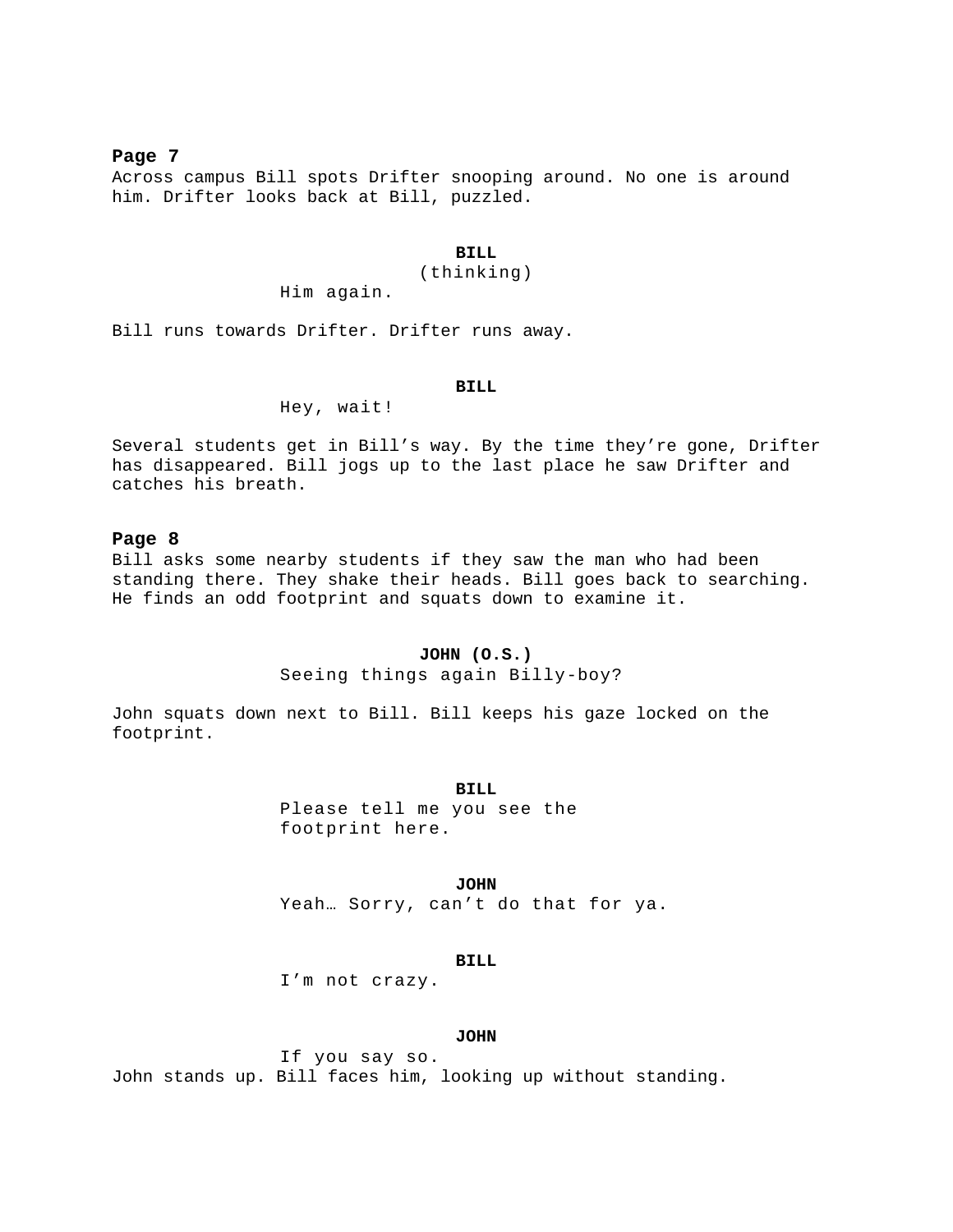**Page 7**

Across campus Bill spots Drifter snooping around. No one is around him. Drifter looks back at Bill, puzzled.

**BILL**
(thinking)
Him again.

Bill runs towards Drifter. Drifter runs away.

**BILL**
Hey, wait!

Several students get in Bill’s way. By the time they’re gone, Drifter has disappeared. Bill jogs up to the last place he saw Drifter and catches his breath.

**Page 8**

Bill asks some nearby students if they saw the man who had been standing there. They shake their heads. Bill goes back to searching. He finds an odd footprint and squats down to examine it.

**JOHN (O.S.)**
Seeing things again Billy-boy?

John squats down next to Bill. Bill keeps his gaze locked on the footprint.

**BILL**
Please tell me you see the footprint here.

**JOHN**
Yeah… Sorry, can’t do that for ya.

**BILL**
I’m not crazy.

**JOHN**
If you say so.

John stands up. Bill faces him, looking up without standing.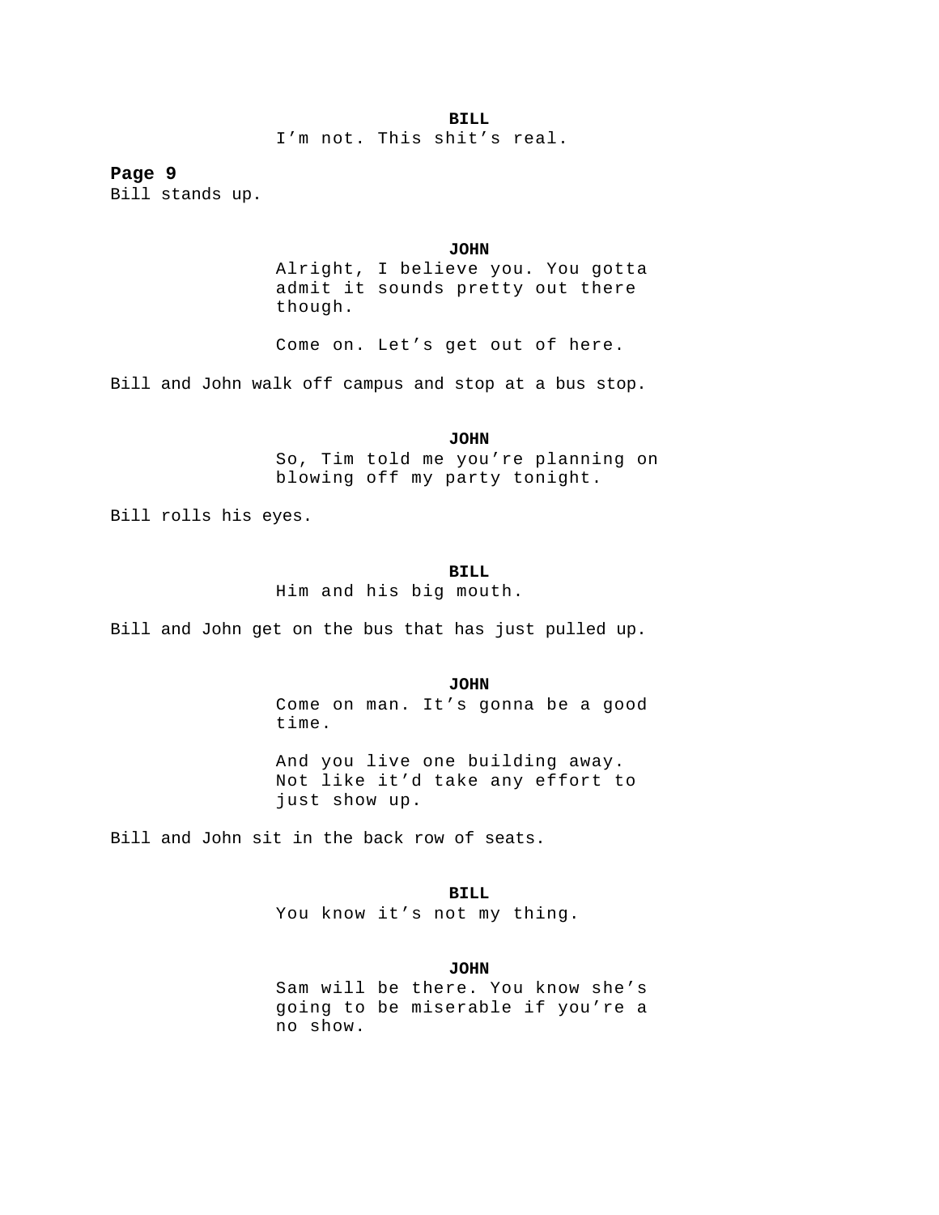**BILL**
I’m not. This shit’s real.

**Page 9**
Bill stands up.

**JOHN**
Alright, I believe you. You gotta admit it sounds pretty out there though.

Come on. Let’s get out of here.

Bill and John walk off campus and stop at a bus stop.

**JOHN**
So, Tim told me you’re planning on blowing off my party tonight.

Bill rolls his eyes.

**BILL**
Him and his big mouth.

Bill and John get on the bus that has just pulled up.

**JOHN**
Come on man. It’s gonna be a good time.

And you live one building away. Not like it’d take any effort to just show up.

Bill and John sit in the back row of seats.

**BILL**
You know it’s not my thing.

**JOHN**
Sam will be there. You know she’s going to be miserable if you’re a no show.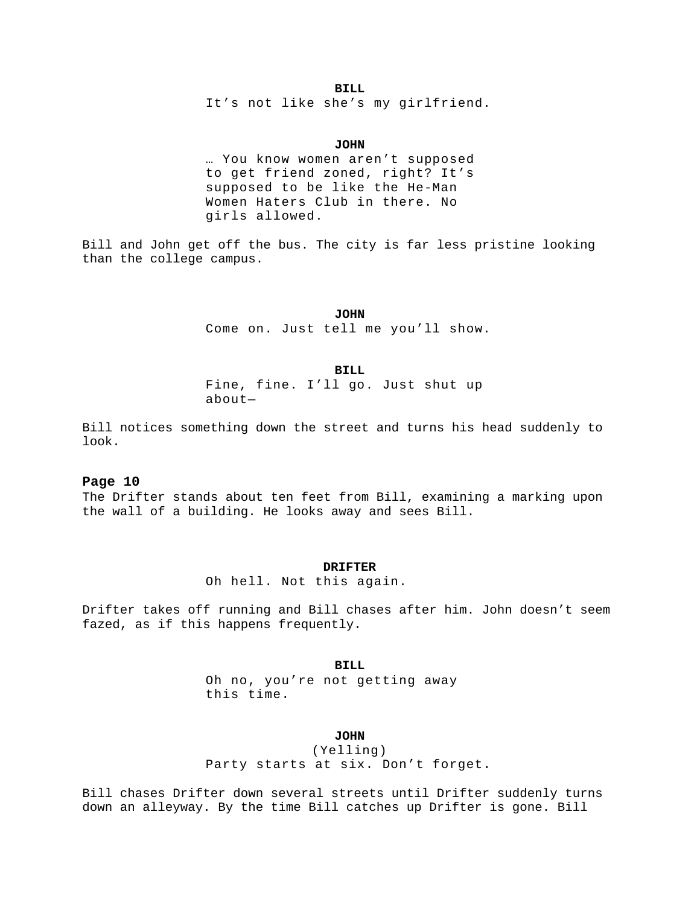**BILL**

It's not like she's my girlfriend.

**JOHN**

… You know women aren't supposed to get friend zoned, right? It's supposed to be like the He-Man Women Haters Club in there. No girls allowed.

Bill and John get off the bus. The city is far less pristine looking than the college campus.

**JOHN**

Come on. Just tell me you'll show.

**BILL**

Fine, fine. I'll go. Just shut up about—

Bill notices something down the street and turns his head suddenly to look.

**Page 10**

The Drifter stands about ten feet from Bill, examining a marking upon the wall of a building. He looks away and sees Bill.

**DRIFTER**

Oh hell. Not this again.

Drifter takes off running and Bill chases after him. John doesn't seem fazed, as if this happens frequently.

**BILL**

Oh no, you're not getting away this time.

**JOHN**

(Yelling)

Party starts at six. Don't forget.

Bill chases Drifter down several streets until Drifter suddenly turns down an alleyway. By the time Bill catches up Drifter is gone. Bill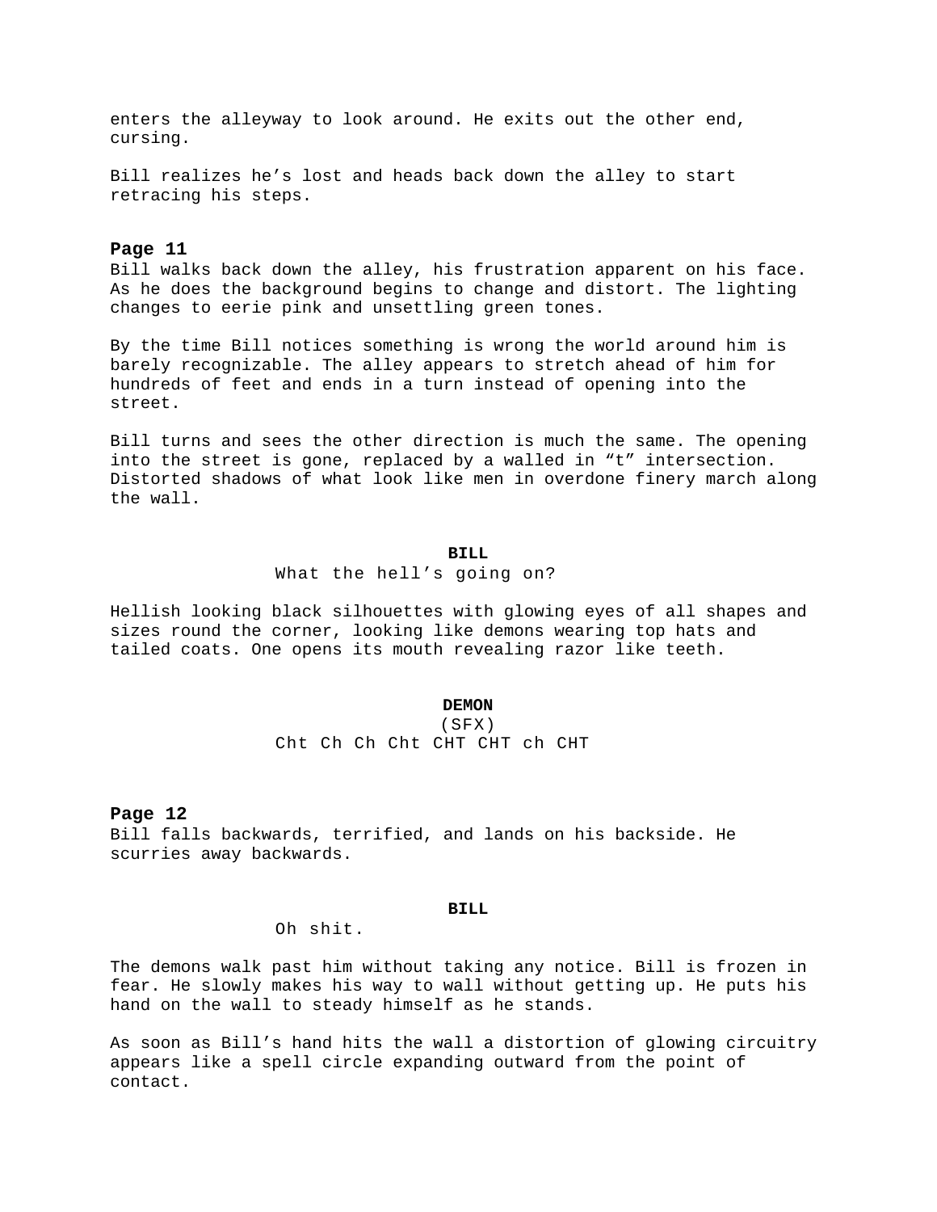enters the alleyway to look around. He exits out the other end, cursing.

Bill realizes he's lost and heads back down the alley to start retracing his steps.

**Page 11**

Bill walks back down the alley, his frustration apparent on his face. As he does the background begins to change and distort. The lighting changes to eerie pink and unsettling green tones.

By the time Bill notices something is wrong the world around him is barely recognizable. The alley appears to stretch ahead of him for hundreds of feet and ends in a turn instead of opening into the street.

Bill turns and sees the other direction is much the same. The opening into the street is gone, replaced by a walled in "t" intersection. Distorted shadows of what look like men in overdone finery march along the wall.

**BILL**

What the hell's going on?

Hellish looking black silhouettes with glowing eyes of all shapes and sizes round the corner, looking like demons wearing top hats and tailed coats. One opens its mouth revealing razor like teeth.

**DEMON**

(SFX)

Cht Ch Ch Cht CHT CHT ch CHT

**Page 12**

Bill falls backwards, terrified, and lands on his backside. He scurries away backwards.

**BILL**

Oh shit.

The demons walk past him without taking any notice. Bill is frozen in fear. He slowly makes his way to wall without getting up. He puts his hand on the wall to steady himself as he stands.

As soon as Bill's hand hits the wall a distortion of glowing circuitry appears like a spell circle expanding outward from the point of contact.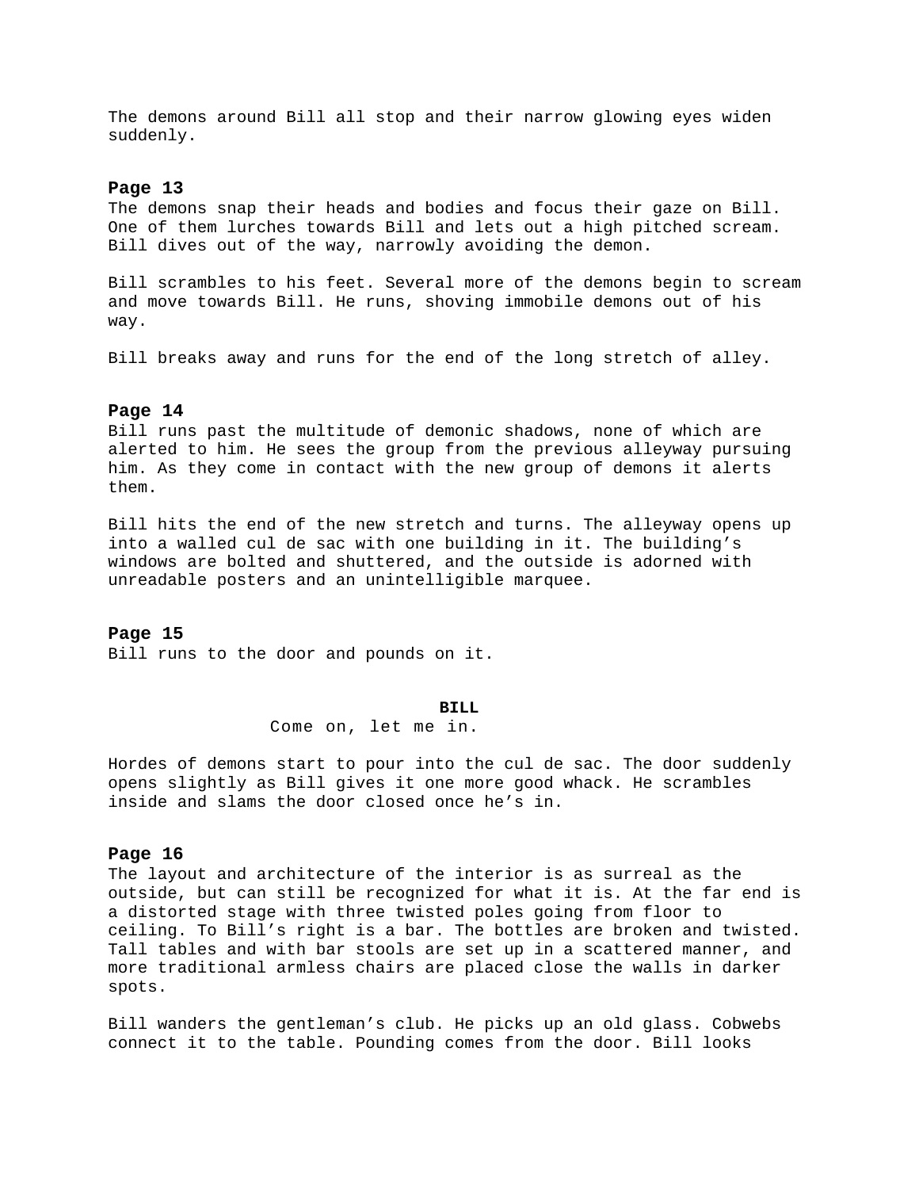The demons around Bill all stop and their narrow glowing eyes widen suddenly.

**Page 13**

The demons snap their heads and bodies and focus their gaze on Bill. One of them lurches towards Bill and lets out a high pitched scream. Bill dives out of the way, narrowly avoiding the demon.

Bill scrambles to his feet. Several more of the demons begin to scream and move towards Bill. He runs, shoving immobile demons out of his way.

Bill breaks away and runs for the end of the long stretch of alley.

**Page 14**

Bill runs past the multitude of demonic shadows, none of which are alerted to him. He sees the group from the previous alleyway pursuing him. As they come in contact with the new group of demons it alerts them.

Bill hits the end of the new stretch and turns. The alleyway opens up into a walled cul de sac with one building in it. The building's windows are bolted and shuttered, and the outside is adorned with unreadable posters and an unintelligible marquee.

**Page 15**

Bill runs to the door and pounds on it.

**BILL**

Come on, let me in.

Hordes of demons start to pour into the cul de sac. The door suddenly opens slightly as Bill gives it one more good whack. He scrambles inside and slams the door closed once he's in.

**Page 16**

The layout and architecture of the interior is as surreal as the outside, but can still be recognized for what it is. At the far end is a distorted stage with three twisted poles going from floor to ceiling. To Bill's right is a bar. The bottles are broken and twisted. Tall tables and with bar stools are set up in a scattered manner, and more traditional armless chairs are placed close the walls in darker spots.

Bill wanders the gentleman's club. He picks up an old glass. Cobwebs connect it to the table. Pounding comes from the door. Bill looks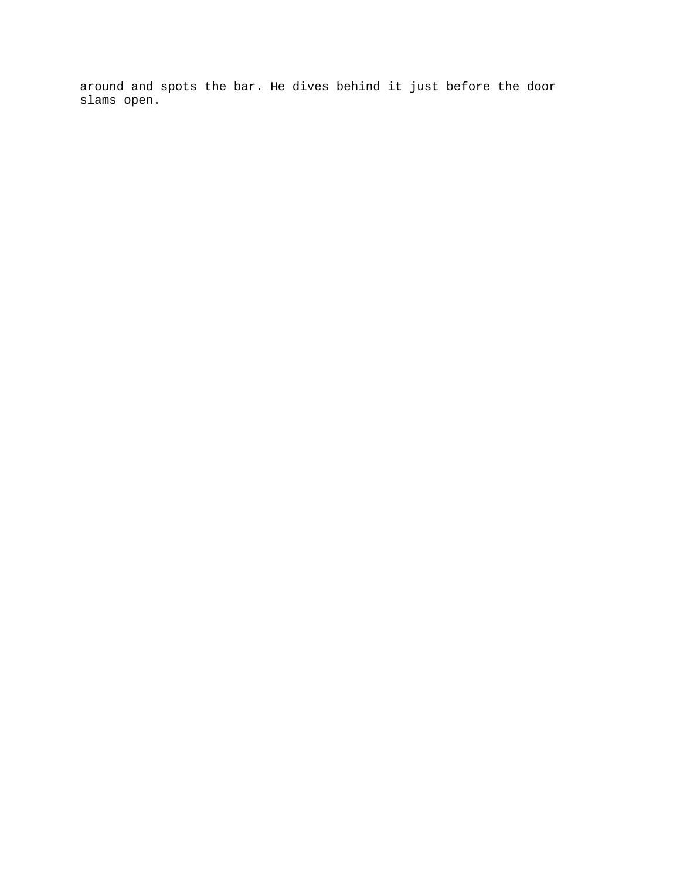around and spots the bar. He dives behind it just before the door slams open.